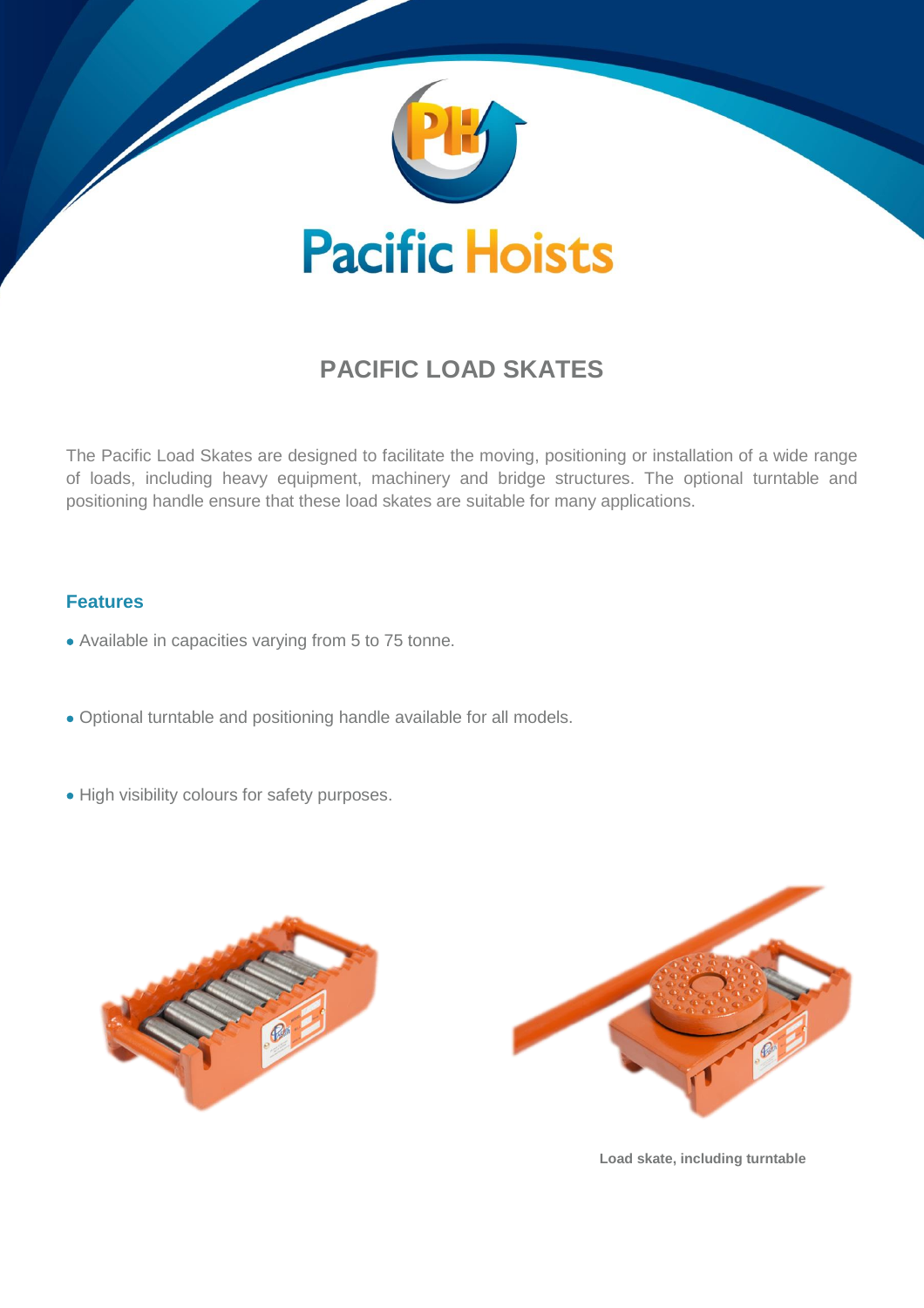# PACIFIC LOAD SKATES

The Pacific Load Skates are designed to facilitate the moving, positioning or installation of a wide range of loads, including heavy equipment, machinery and bridge structures. The optional turntable and positioning handle ensure that these load skates are suitable for many applications.

## Features

- Available in capacities varying from 5 to 75 tonne.
- Optional turntable and positioning handle available for all models.
- High visibility colours for safety purposes.

**Load skate, including turntable**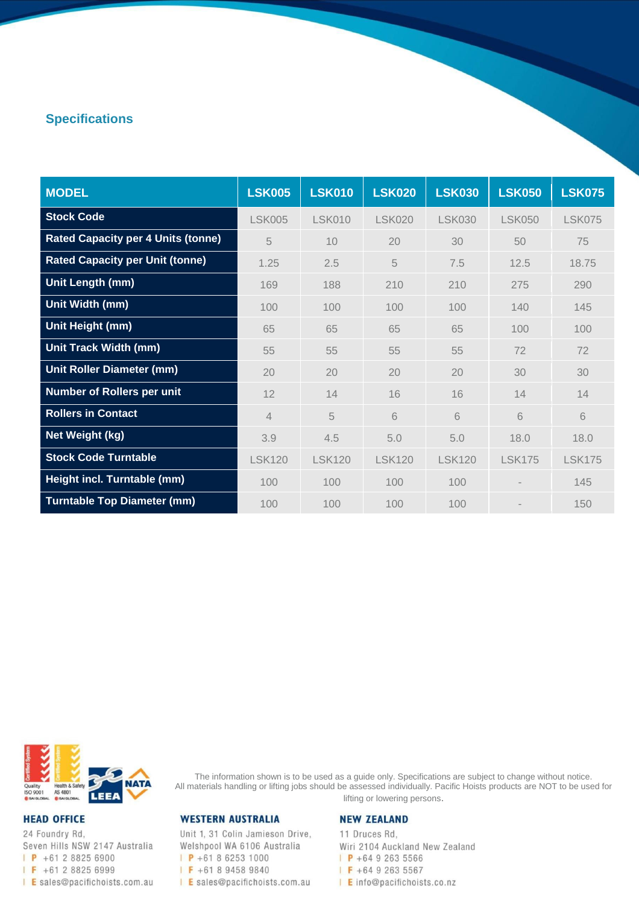## Specifications

| MODEL | LSK005 | LSK010 | LSK020 | LSK030 | LSK050 | LSK075 |
|---|---|---|---|---|---|---|
| Stock Code | LSK005 | LSK010 | LSK020 | LSK030 | LSK050 | LSK075 |
| Rated Capacity per 4 Units (tonne) | 5 | 10 | 20 | 30 | 50 | 75 |
| Rated Capacity per Unit (tonne) | 1.25 | 2.5 | 5 | 7.5 | 12.5 | 18.75 |
| Unit Length (mm) | 169 | 188 | 210 | 210 | 275 | 290 |
| Unit Width (mm) | 100 | 100 | 100 | 100 | 140 | 145 |
| Unit Height (mm) | 65 | 65 | 65 | 65 | 100 | 100 |
| Unit Track Width (mm) | 55 | 55 | 55 | 55 | 72 | 72 |
| Unit Roller Diameter (mm) | 20 | 20 | 20 | 20 | 30 | 30 |
| Number of Rollers per unit | 12 | 14 | 16 | 16 | 14 | 14 |
| Rollers in Contact | 4 | 5 | 6 | 6 | 6 | 6 |
| Net Weight (kg) | 3.9 | 4.5 | 5.0 | 5.0 | 18.0 | 18.0 |
| Stock Code Turntable | LSK120 | LSK120 | LSK120 | LSK120 | LSK175 | LSK175 |
| Height incl. Turntable (mm) | 100 | 100 | 100 | 100 | - | 145 |
| Turntable Top Diameter (mm) | 100 | 100 | 100 | 100 | - | 150 |

The information shown is to be used as a guide only. Specifications are subject to change without notice. All materials handling or lifting jobs should be assessed individually. Pacific Hoists products are NOT to be used for lifting or lowering persons.

**HEAD OFFICE**
24 Foundry Rd,
Seven Hills NSW 2147 Australia
P +61 2 8825 6900
F +61 2 8825 6999
E sales@pacifichoists.com.au

**WESTERN AUSTRALIA**
Unit 1, 31 Colin Jamieson Drive,
Welshpool WA 6106 Australia
P +61 8 6253 1000
F +61 8 9458 9840
E sales@pacifichoists.com.au

**NEW ZEALAND**
11 Druces Rd,
Wiri 2104 Auckland New Zealand
P +64 9 263 5566
F +64 9 263 5567
E info@pacifichoists.co.nz